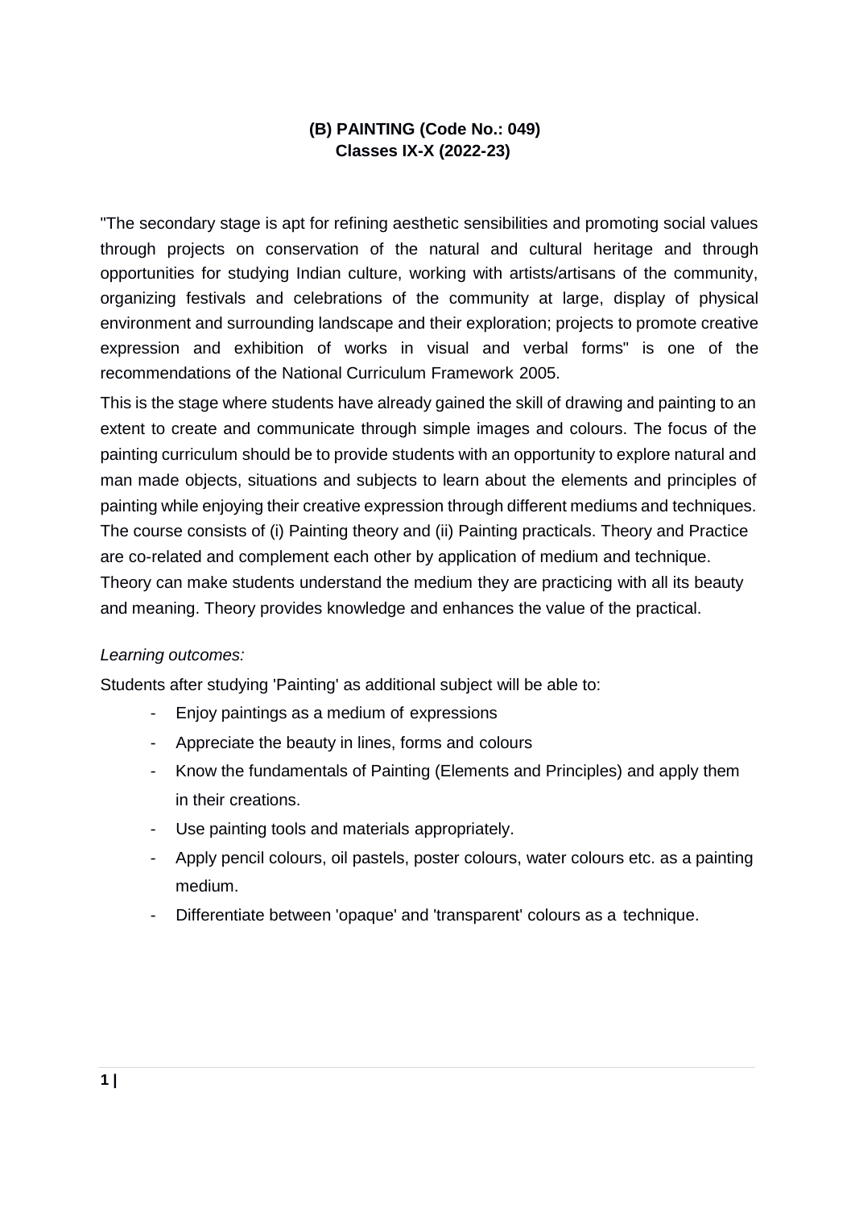## (B) PAINTING (Code No.: 049)
## Classes IX-X (2022-23)

"The secondary stage is apt for refining aesthetic sensibilities and promoting social values through projects on conservation of the natural and cultural heritage and through opportunities for studying Indian culture, working with artists/artisans of the community, organizing festivals and celebrations of the community at large, display of physical environment and surrounding landscape and their exploration; projects to promote creative expression and exhibition of works in visual and verbal forms" is one of the recommendations of the National Curriculum Framework 2005.

This is the stage where students have already gained the skill of drawing and painting to an extent to create and communicate through simple images and colours. The focus of the painting curriculum should be to provide students with an opportunity to explore natural and man made objects, situations and subjects to learn about the elements and principles of painting while enjoying their creative expression through different mediums and techniques. The course consists of (i) Painting theory and (ii) Painting practicals. Theory and Practice are co-related and complement each other by application of medium and technique. Theory can make students understand the medium they are practicing with all its beauty and meaning. Theory provides knowledge and enhances the value of the practical.

*Learning outcomes:*

Students after studying 'Painting' as additional subject will be able to:

- Enjoy paintings as a medium of expressions
- Appreciate the beauty in lines, forms and colours
- Know the fundamentals of Painting (Elements and Principles) and apply them in their creations.
- Use painting tools and materials appropriately.
- Apply pencil colours, oil pastels, poster colours, water colours etc. as a painting medium.
- Differentiate between 'opaque' and 'transparent' colours as a technique.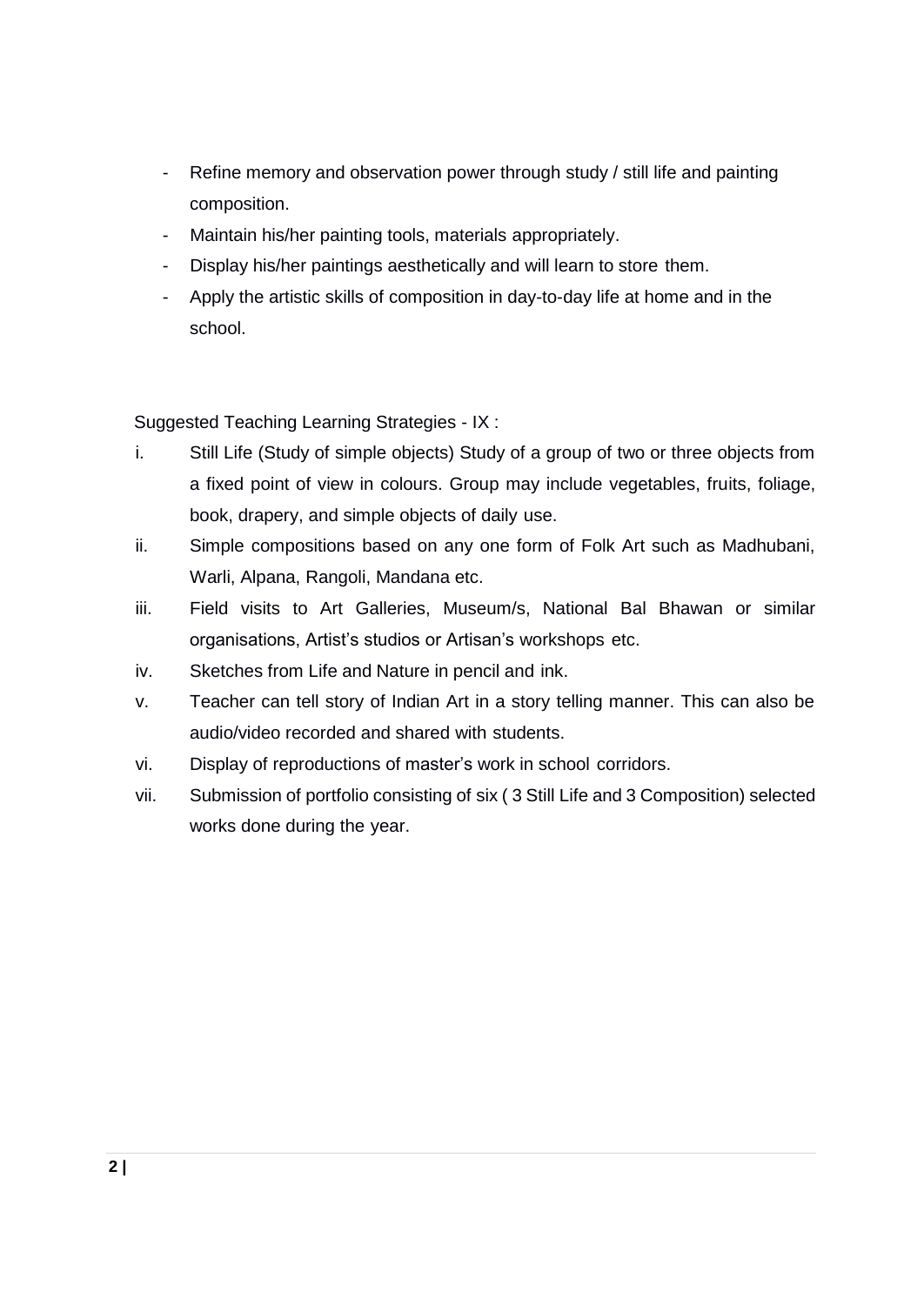- Refine memory and observation power through study / still life and painting composition.
- Maintain his/her painting tools, materials appropriately.
- Display his/her paintings aesthetically and will learn to store them.
- Apply the artistic skills of composition in day-to-day life at home and in the school.

Suggested Teaching Learning Strategies - IX :

i. Still Life (Study of simple objects) Study of a group of two or three objects from a fixed point of view in colours. Group may include vegetables, fruits, foliage, book, drapery, and simple objects of daily use.

ii. Simple compositions based on any one form of Folk Art such as Madhubani, Warli, Alpana, Rangoli, Mandana etc.

iii. Field visits to Art Galleries, Museum/s, National Bal Bhawan or similar organisations, Artist's studios or Artisan's workshops etc.

iv. Sketches from Life and Nature in pencil and ink.

v. Teacher can tell story of Indian Art in a story telling manner. This can also be audio/video recorded and shared with students.

vi. Display of reproductions of master's work in school corridors.

vii. Submission of portfolio consisting of six ( 3 Still Life and 3 Composition) selected works done during the year.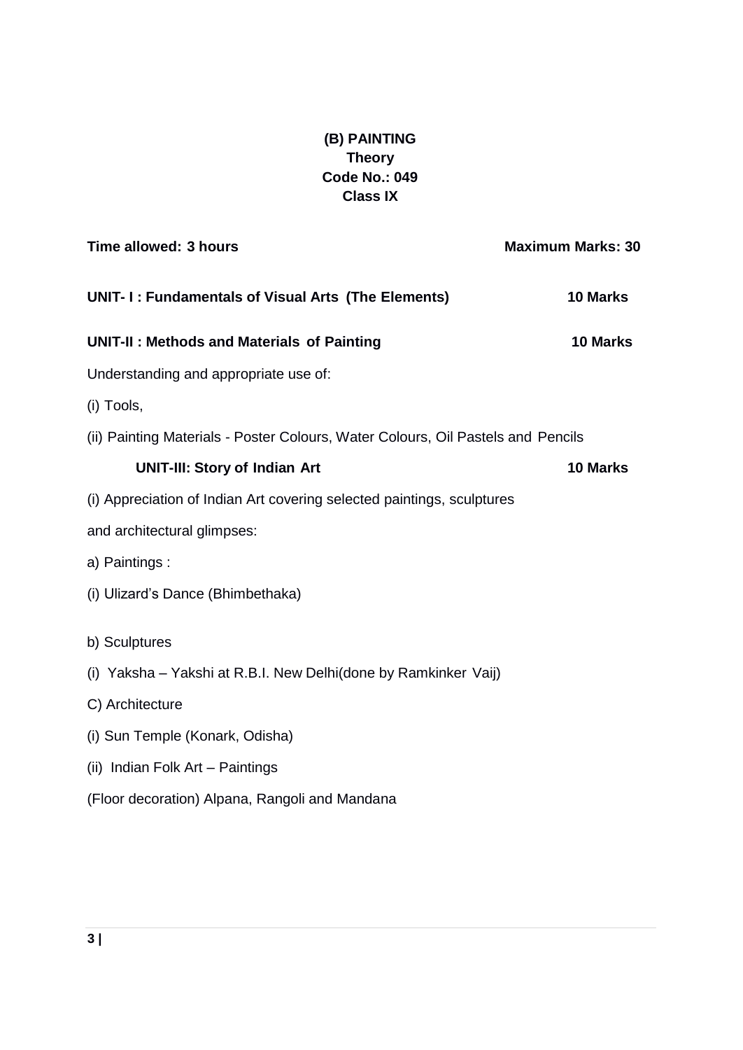# (B) PAINTING
## Theory
## Code No.: 049
## Class IX

**Time allowed: 3 hours** **Maximum Marks: 30**

**UNIT- I : Fundamentals of Visual Arts (The Elements)** **10 Marks**

**UNIT-II : Methods and Materials of Painting** **10 Marks**

Understanding and appropriate use of:

(i) Tools,

(ii) Painting Materials - Poster Colours, Water Colours, Oil Pastels and Pencils

**UNIT-III: Story of Indian Art** **10 Marks**

(i) Appreciation of Indian Art covering selected paintings, sculptures

and architectural glimpses:

a) Paintings :

(i) Ulizard's Dance (Bhimbethaka)

b) Sculptures

(i) Yaksha – Yakshi at R.B.I. New Delhi(done by Ramkinker Vaij)

C) Architecture

(i) Sun Temple (Konark, Odisha)

(ii) Indian Folk Art – Paintings

(Floor decoration) Alpana, Rangoli and Mandana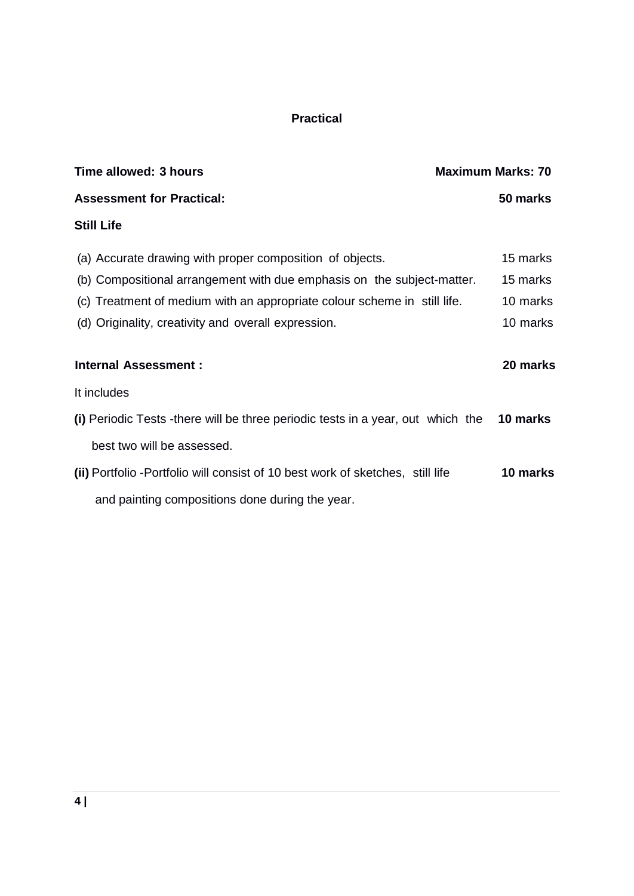## Practical

**Time allowed: 3 hours** **Maximum Marks: 70**

**Assessment for Practical:** **50 marks**

**Still Life**

(a) Accurate drawing with proper composition of objects. 15 marks

(b) Compositional arrangement with due emphasis on the subject-matter. 15 marks

(c) Treatment of medium with an appropriate colour scheme in still life. 10 marks

(d) Originality, creativity and overall expression. 10 marks

**Internal Assessment :** **20 marks**

It includes

**(i)** Periodic Tests -there will be three periodic tests in a year, out which the best two will be assessed. **10 marks**

**(ii)** Portfolio -Portfolio will consist of 10 best work of sketches, still life and painting compositions done during the year. **10 marks**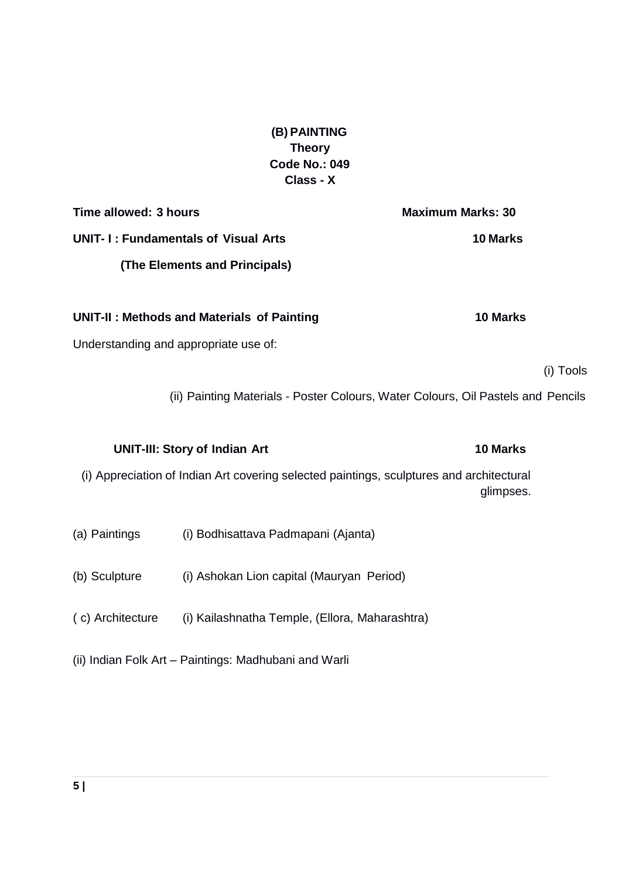# (B) PAINTING
## Theory
## Code No.: 049
## Class - X

**Time allowed: 3 hours** **Maximum Marks: 30**

**UNIT- I : Fundamentals of Visual Arts** **10 Marks**

**(The Elements and Principals)**

**UNIT-II : Methods and Materials of Painting** **10 Marks**

Understanding and appropriate use of:

(i) Tools

(ii) Painting Materials - Poster Colours, Water Colours, Oil Pastels and Pencils

**UNIT-III: Story of Indian Art** **10 Marks**

(i) Appreciation of Indian Art covering selected paintings, sculptures and architectural glimpses.

(a) Paintings (i) Bodhisattava Padmapani (Ajanta)

(b) Sculpture (i) Ashokan Lion capital (Mauryan Period)

( c) Architecture (i) Kailashnatha Temple, (Ellora, Maharashtra)

(ii) Indian Folk Art – Paintings: Madhubani and Warli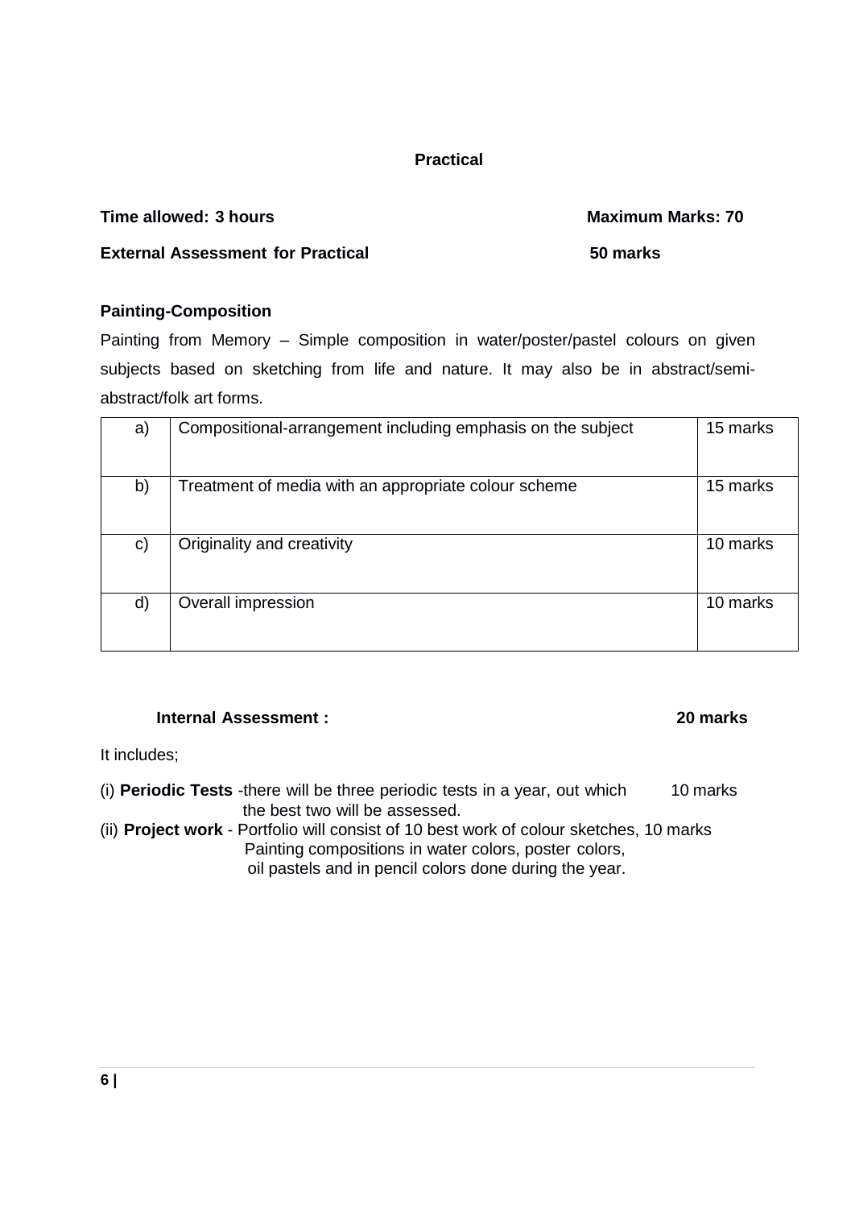## Practical

**Time allowed: 3 hours** **Maximum Marks: 70**

**External Assessment for Practical** **50 marks**

### Painting-Composition

Painting from Memory – Simple composition in water/poster/pastel colours on given subjects based on sketching from life and nature. It may also be in abstract/semi-abstract/folk art forms.

| | | |
|---|---|---|
| a) | Compositional-arrangement including emphasis on the subject | 15 marks |
| b) | Treatment of media with an appropriate colour scheme | 15 marks |
| c) | Originality and creativity | 10 marks |
| d) | Overall impression | 10 marks |

**Internal Assessment :** **20 marks**

It includes;

(i) **Periodic Tests** -there will be three periodic tests in a year, out which the best two will be assessed. 10 marks

(ii) **Project work** - Portfolio will consist of 10 best work of colour sketches, Painting compositions in water colors, poster colors, oil pastels and in pencil colors done during the year. 10 marks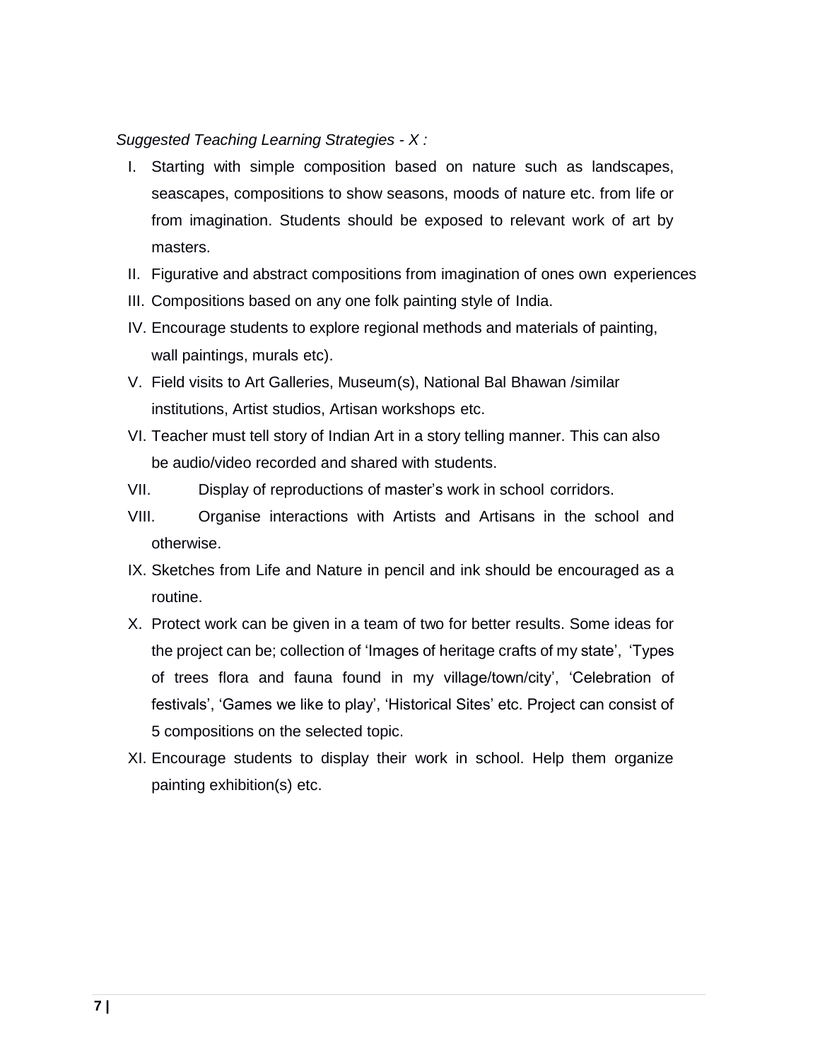*Suggested Teaching Learning Strategies - X :*

I. Starting with simple composition based on nature such as landscapes, seascapes, compositions to show seasons, moods of nature etc. from life or from imagination. Students should be exposed to relevant work of art by masters.

II. Figurative and abstract compositions from imagination of ones own experiences

III. Compositions based on any one folk painting style of India.

IV. Encourage students to explore regional methods and materials of painting, wall paintings, murals etc).

V. Field visits to Art Galleries, Museum(s), National Bal Bhawan /similar institutions, Artist studios, Artisan workshops etc.

VI. Teacher must tell story of Indian Art in a story telling manner. This can also be audio/video recorded and shared with students.

VII. Display of reproductions of master's work in school corridors.

VIII. Organise interactions with Artists and Artisans in the school and otherwise.

IX. Sketches from Life and Nature in pencil and ink should be encouraged as a routine.

X. Protect work can be given in a team of two for better results. Some ideas for the project can be; collection of 'Images of heritage crafts of my state', 'Types of trees flora and fauna found in my village/town/city', 'Celebration of festivals', 'Games we like to play', 'Historical Sites' etc. Project can consist of 5 compositions on the selected topic.

XI. Encourage students to display their work in school. Help them organize painting exhibition(s) etc.